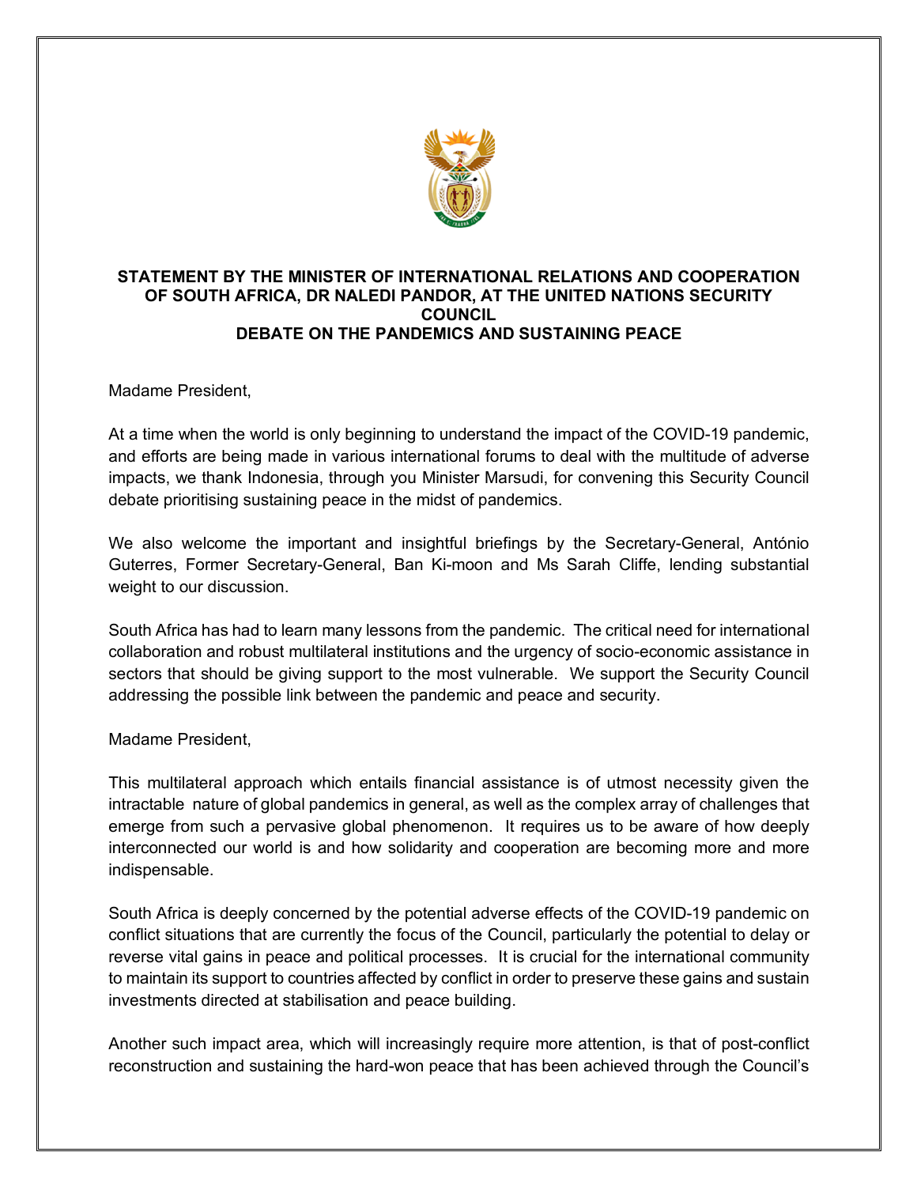**STATEMENT BY THE MINISTER OF INTERNATIONAL RELATIONS AND COOPERATION OF SOUTH AFRICA, DR NALEDI PANDOR, AT THE UNITED NATIONS SECURITY COUNCIL DEBATE ON THE PANDEMICS AND SUSTAINING PEACE**

Madame President,

At a time when the world is only beginning to understand the impact of the COVID-19 pandemic, and efforts are being made in various international forums to deal with the multitude of adverse impacts, we thank Indonesia, through you Minister Marsudi, for convening this Security Council debate prioritising sustaining peace in the midst of pandemics.

We also welcome the important and insightful briefings by the Secretary-General, António Guterres, Former Secretary-General, Ban Ki-moon and Ms Sarah Cliffe, lending substantial weight to our discussion.

South Africa has had to learn many lessons from the pandemic. The critical need for international collaboration and robust multilateral institutions and the urgency of socio-economic assistance in sectors that should be giving support to the most vulnerable. We support the Security Council addressing the possible link between the pandemic and peace and security.

Madame President,

This multilateral approach which entails financial assistance is of utmost necessity given the intractable nature of global pandemics in general, as well as the complex array of challenges that emerge from such a pervasive global phenomenon. It requires us to be aware of how deeply interconnected our world is and how solidarity and cooperation are becoming more and more indispensable.

South Africa is deeply concerned by the potential adverse effects of the COVID-19 pandemic on conflict situations that are currently the focus of the Council, particularly the potential to delay or reverse vital gains in peace and political processes. It is crucial for the international community to maintain its support to countries affected by conflict in order to preserve these gains and sustain investments directed at stabilisation and peace building.

Another such impact area, which will increasingly require more attention, is that of post-conflict reconstruction and sustaining the hard-won peace that has been achieved through the Council's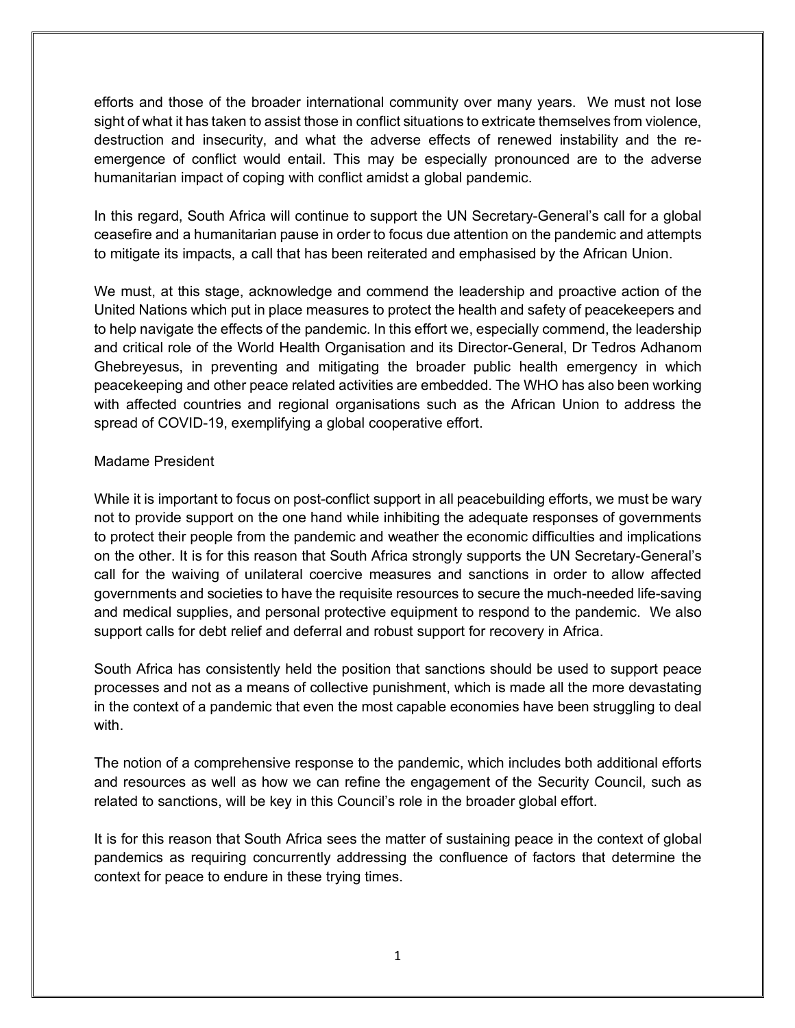efforts and those of the broader international community over many years. We must not lose sight of what it has taken to assist those in conflict situations to extricate themselves from violence, destruction and insecurity, and what the adverse effects of renewed instability and the re-emergence of conflict would entail. This may be especially pronounced are to the adverse humanitarian impact of coping with conflict amidst a global pandemic.

In this regard, South Africa will continue to support the UN Secretary-General's call for a global ceasefire and a humanitarian pause in order to focus due attention on the pandemic and attempts to mitigate its impacts, a call that has been reiterated and emphasised by the African Union.

We must, at this stage, acknowledge and commend the leadership and proactive action of the United Nations which put in place measures to protect the health and safety of peacekeepers and to help navigate the effects of the pandemic. In this effort we, especially commend, the leadership and critical role of the World Health Organisation and its Director-General, Dr Tedros Adhanom Ghebreyesus, in preventing and mitigating the broader public health emergency in which peacekeeping and other peace related activities are embedded. The WHO has also been working with affected countries and regional organisations such as the African Union to address the spread of COVID-19, exemplifying a global cooperative effort.

Madame President

While it is important to focus on post-conflict support in all peacebuilding efforts, we must be wary not to provide support on the one hand while inhibiting the adequate responses of governments to protect their people from the pandemic and weather the economic difficulties and implications on the other. It is for this reason that South Africa strongly supports the UN Secretary-General's call for the waiving of unilateral coercive measures and sanctions in order to allow affected governments and societies to have the requisite resources to secure the much-needed life-saving and medical supplies, and personal protective equipment to respond to the pandemic. We also support calls for debt relief and deferral and robust support for recovery in Africa.

South Africa has consistently held the position that sanctions should be used to support peace processes and not as a means of collective punishment, which is made all the more devastating in the context of a pandemic that even the most capable economies have been struggling to deal with.

The notion of a comprehensive response to the pandemic, which includes both additional efforts and resources as well as how we can refine the engagement of the Security Council, such as related to sanctions, will be key in this Council's role in the broader global effort.

It is for this reason that South Africa sees the matter of sustaining peace in the context of global pandemics as requiring concurrently addressing the confluence of factors that determine the context for peace to endure in these trying times.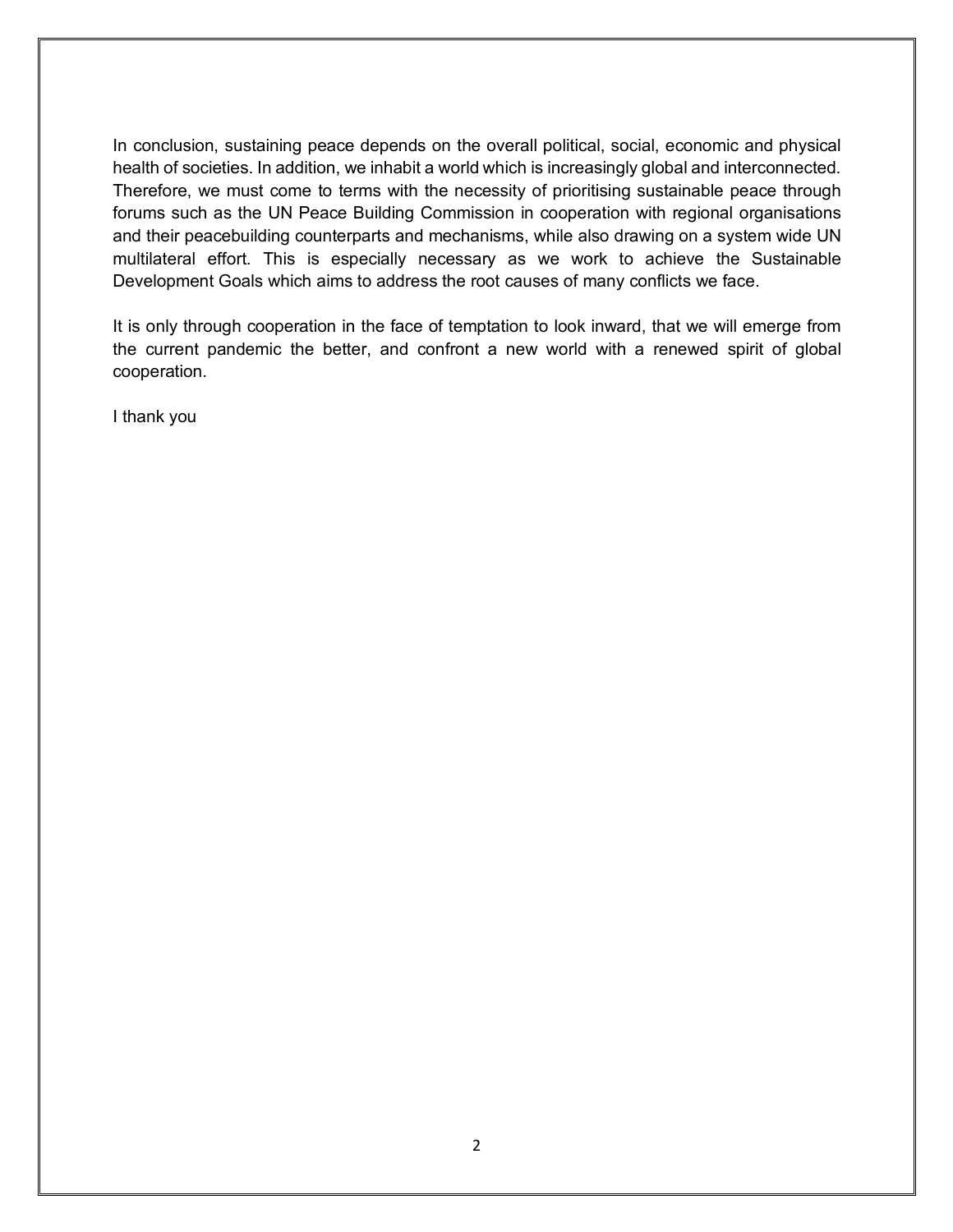In conclusion, sustaining peace depends on the overall political, social, economic and physical health of societies. In addition, we inhabit a world which is increasingly global and interconnected. Therefore, we must come to terms with the necessity of prioritising sustainable peace through forums such as the UN Peace Building Commission in cooperation with regional organisations and their peacebuilding counterparts and mechanisms, while also drawing on a system wide UN multilateral effort. This is especially necessary as we work to achieve the Sustainable Development Goals which aims to address the root causes of many conflicts we face.

It is only through cooperation in the face of temptation to look inward, that we will emerge from the current pandemic the better, and confront a new world with a renewed spirit of global cooperation.

I thank you